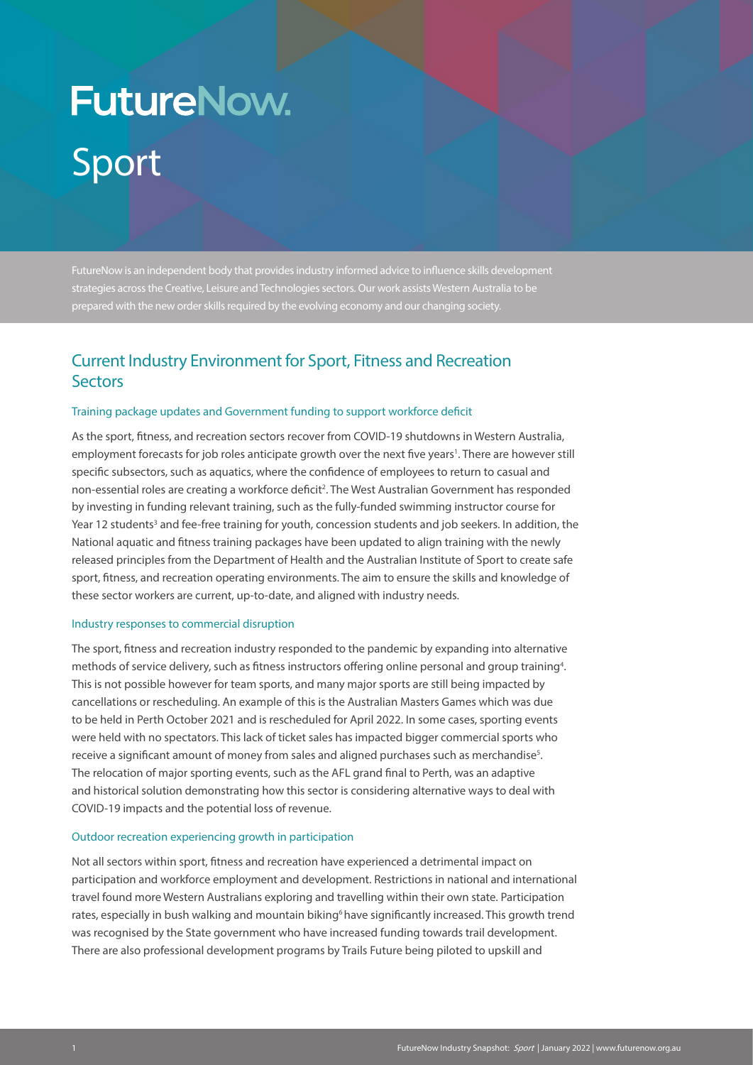# FutureNow.

# Sport

FutureNow is an independent body that provides industry informed advice to influence skills development strategies across the Creative, Leisure and Technologies sectors. Our work assists Western Australia to be prepared with the new order skills required by the evolving economy and our changing society.

## Current Industry Environment for Sport, Fitness and Recreation Sectors

### Training package updates and Government funding to support workforce deficit

As the sport, fitness, and recreation sectors recover from COVID-19 shutdowns in Western Australia, employment forecasts for job roles anticipate growth over the next five years[1]. There are however still specific subsectors, such as aquatics, where the confidence of employees to return to casual and non-essential roles are creating a workforce deficit[2]. The West Australian Government has responded by investing in funding relevant training, such as the fully-funded swimming instructor course for Year 12 students[3] and fee-free training for youth, concession students and job seekers. In addition, the National aquatic and fitness training packages have been updated to align training with the newly released principles from the Department of Health and the Australian Institute of Sport to create safe sport, fitness, and recreation operating environments. The aim to ensure the skills and knowledge of these sector workers are current, up-to-date, and aligned with industry needs.

### Industry responses to commercial disruption

The sport, fitness and recreation industry responded to the pandemic by expanding into alternative methods of service delivery, such as fitness instructors offering online personal and group training[4]. This is not possible however for team sports, and many major sports are still being impacted by cancellations or rescheduling. An example of this is the Australian Masters Games which was due to be held in Perth October 2021 and is rescheduled for April 2022. In some cases, sporting events were held with no spectators. This lack of ticket sales has impacted bigger commercial sports who receive a significant amount of money from sales and aligned purchases such as merchandise[5]. The relocation of major sporting events, such as the AFL grand final to Perth, was an adaptive and historical solution demonstrating how this sector is considering alternative ways to deal with COVID-19 impacts and the potential loss of revenue.

### Outdoor recreation experiencing growth in participation

Not all sectors within sport, fitness and recreation have experienced a detrimental impact on participation and workforce employment and development. Restrictions in national and international travel found more Western Australians exploring and travelling within their own state. Participation rates, especially in bush walking and mountain biking[6] have significantly increased. This growth trend was recognised by the State government who have increased funding towards trail development. There are also professional development programs by Trails Future being piloted to upskill and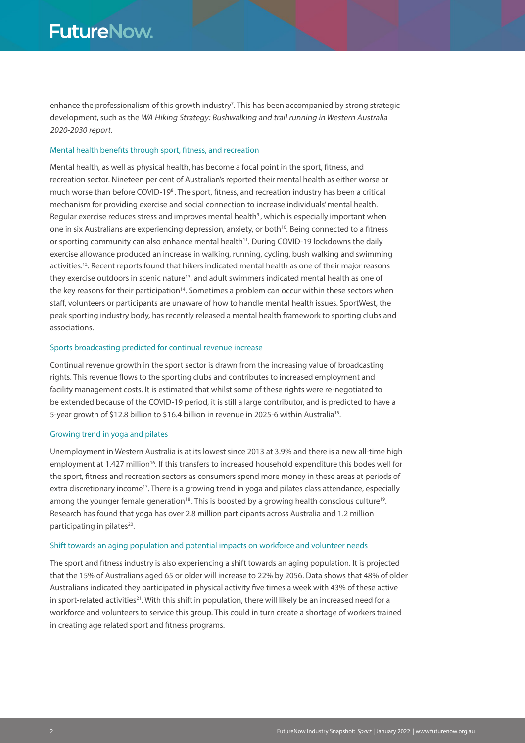enhance the professionalism of this growth industry[7]. This has been accompanied by strong strategic development, such as the *WA Hiking Strategy: Bushwalking and trail running in Western Australia 2020-2030 report.*

### Mental health benefits through sport, fitness, and recreation

Mental health, as well as physical health, has become a focal point in the sport, fitness, and recreation sector. Nineteen per cent of Australian's reported their mental health as either worse or much worse than before COVID-19[8]. The sport, fitness, and recreation industry has been a critical mechanism for providing exercise and social connection to increase individuals' mental health. Regular exercise reduces stress and improves mental health[9], which is especially important when one in six Australians are experiencing depression, anxiety, or both[10]. Being connected to a fitness or sporting community can also enhance mental health[11]. During COVID-19 lockdowns the daily exercise allowance produced an increase in walking, running, cycling, bush walking and swimming activities.[12]. Recent reports found that hikers indicated mental health as one of their major reasons they exercise outdoors in scenic nature[13], and adult swimmers indicated mental health as one of the key reasons for their participation[14]. Sometimes a problem can occur within these sectors when staff, volunteers or participants are unaware of how to handle mental health issues. SportWest, the peak sporting industry body, has recently released a mental health framework to sporting clubs and associations.

### Sports broadcasting predicted for continual revenue increase

Continual revenue growth in the sport sector is drawn from the increasing value of broadcasting rights. This revenue flows to the sporting clubs and contributes to increased employment and facility management costs. It is estimated that whilst some of these rights were re-negotiated to be extended because of the COVID-19 period, it is still a large contributor, and is predicted to have a 5-year growth of $12.8 billion to $16.4 billion in revenue in 2025-6 within Australia[15].

### Growing trend in yoga and pilates

Unemployment in Western Australia is at its lowest since 2013 at 3.9% and there is a new all-time high employment at 1.427 million[16]. If this transfers to increased household expenditure this bodes well for the sport, fitness and recreation sectors as consumers spend more money in these areas at periods of extra discretionary income[17]. There is a growing trend in yoga and pilates class attendance, especially among the younger female generation[18]. This is boosted by a growing health conscious culture[19]. Research has found that yoga has over 2.8 million participants across Australia and 1.2 million participating in pilates[20].

### Shift towards an aging population and potential impacts on workforce and volunteer needs

The sport and fitness industry is also experiencing a shift towards an aging population. It is projected that the 15% of Australians aged 65 or older will increase to 22% by 2056. Data shows that 48% of older Australians indicated they participated in physical activity five times a week with 43% of these active in sport-related activities[21]. With this shift in population, there will likely be an increased need for a workforce and volunteers to service this group. This could in turn create a shortage of workers trained in creating age related sport and fitness programs.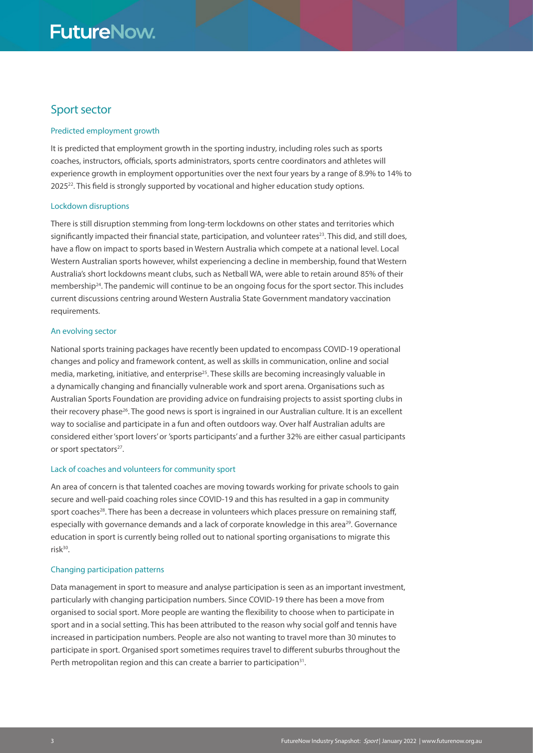## Sport sector

### Predicted employment growth

It is predicted that employment growth in the sporting industry, including roles such as sports coaches, instructors, officials, sports administrators, sports centre coordinators and athletes will experience growth in employment opportunities over the next four years by a range of 8.9% to 14% to 2025[22]. This field is strongly supported by vocational and higher education study options.

### Lockdown disruptions

There is still disruption stemming from long-term lockdowns on other states and territories which significantly impacted their financial state, participation, and volunteer rates[23]. This did, and still does, have a flow on impact to sports based in Western Australia which compete at a national level. Local Western Australian sports however, whilst experiencing a decline in membership, found that Western Australia's short lockdowns meant clubs, such as Netball WA, were able to retain around 85% of their membership[24]. The pandemic will continue to be an ongoing focus for the sport sector. This includes current discussions centring around Western Australia State Government mandatory vaccination requirements.

### An evolving sector

National sports training packages have recently been updated to encompass COVID-19 operational changes and policy and framework content, as well as skills in communication, online and social media, marketing, initiative, and enterprise[25]. These skills are becoming increasingly valuable in a dynamically changing and financially vulnerable work and sport arena. Organisations such as Australian Sports Foundation are providing advice on fundraising projects to assist sporting clubs in their recovery phase[26]. The good news is sport is ingrained in our Australian culture. It is an excellent way to socialise and participate in a fun and often outdoors way. Over half Australian adults are considered either 'sport lovers' or 'sports participants' and a further 32% are either casual participants or sport spectators[27].

### Lack of coaches and volunteers for community sport

An area of concern is that talented coaches are moving towards working for private schools to gain secure and well-paid coaching roles since COVID-19 and this has resulted in a gap in community sport coaches[28]. There has been a decrease in volunteers which places pressure on remaining staff, especially with governance demands and a lack of corporate knowledge in this area[29]. Governance education in sport is currently being rolled out to national sporting organisations to migrate this risk[30].

### Changing participation patterns

Data management in sport to measure and analyse participation is seen as an important investment, particularly with changing participation numbers. Since COVID-19 there has been a move from organised to social sport. More people are wanting the flexibility to choose when to participate in sport and in a social setting. This has been attributed to the reason why social golf and tennis have increased in participation numbers. People are also not wanting to travel more than 30 minutes to participate in sport. Organised sport sometimes requires travel to different suburbs throughout the Perth metropolitan region and this can create a barrier to participation[31].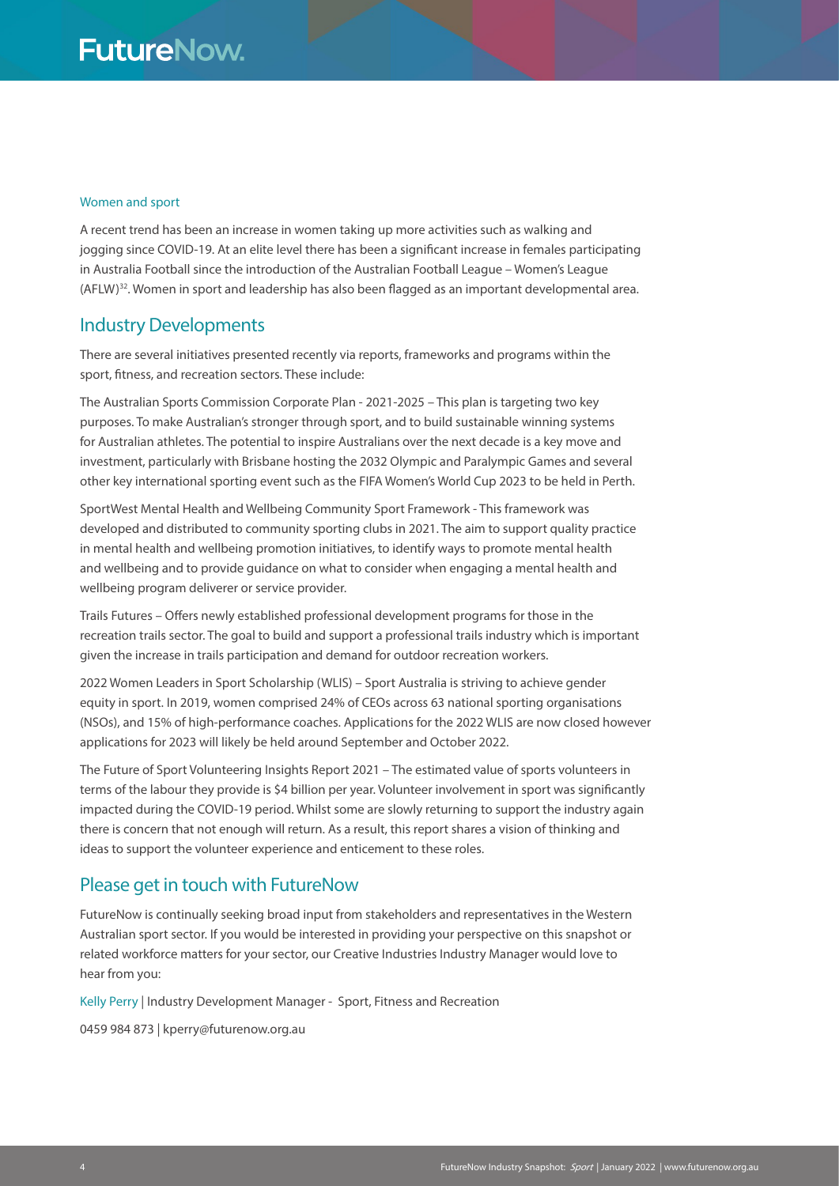### Women and sport

A recent trend has been an increase in women taking up more activities such as walking and jogging since COVID-19. At an elite level there has been a significant increase in females participating in Australia Football since the introduction of the Australian Football League – Women's League (AFLW)[32]. Women in sport and leadership has also been flagged as an important developmental area.

## Industry Developments

There are several initiatives presented recently via reports, frameworks and programs within the sport, fitness, and recreation sectors. These include:

The Australian Sports Commission Corporate Plan - 2021-2025 – This plan is targeting two key purposes. To make Australian's stronger through sport, and to build sustainable winning systems for Australian athletes. The potential to inspire Australians over the next decade is a key move and investment, particularly with Brisbane hosting the 2032 Olympic and Paralympic Games and several other key international sporting event such as the FIFA Women's World Cup 2023 to be held in Perth.

SportWest Mental Health and Wellbeing Community Sport Framework - This framework was developed and distributed to community sporting clubs in 2021. The aim to support quality practice in mental health and wellbeing promotion initiatives, to identify ways to promote mental health and wellbeing and to provide guidance on what to consider when engaging a mental health and wellbeing program deliverer or service provider.

Trails Futures – Offers newly established professional development programs for those in the recreation trails sector. The goal to build and support a professional trails industry which is important given the increase in trails participation and demand for outdoor recreation workers.

2022 Women Leaders in Sport Scholarship (WLIS) – Sport Australia is striving to achieve gender equity in sport. In 2019, women comprised 24% of CEOs across 63 national sporting organisations (NSOs), and 15% of high-performance coaches. Applications for the 2022 WLIS are now closed however applications for 2023 will likely be held around September and October 2022.

The Future of Sport Volunteering Insights Report 2021 – The estimated value of sports volunteers in terms of the labour they provide is $4 billion per year. Volunteer involvement in sport was significantly impacted during the COVID-19 period. Whilst some are slowly returning to support the industry again there is concern that not enough will return. As a result, this report shares a vision of thinking and ideas to support the volunteer experience and enticement to these roles.

## Please get in touch with FutureNow

FutureNow is continually seeking broad input from stakeholders and representatives in the Western Australian sport sector. If you would be interested in providing your perspective on this snapshot or related workforce matters for your sector, our Creative Industries Industry Manager would love to hear from you:

Kelly Perry | Industry Development Manager - Sport, Fitness and Recreation

0459 984 873 | kperry@futurenow.org.au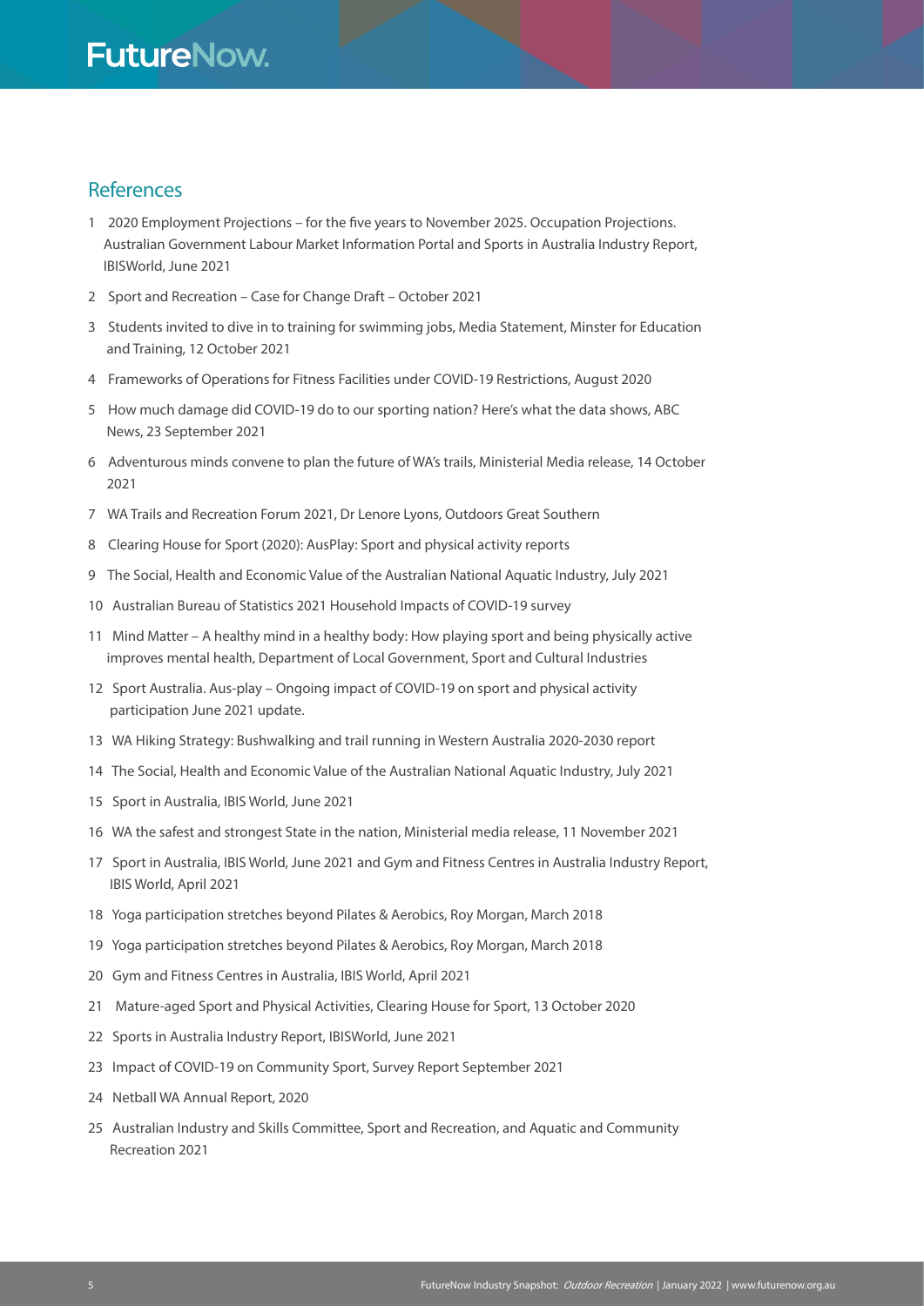## References

1. 2020 Employment Projections – for the five years to November 2025. Occupation Projections. Australian Government Labour Market Information Portal and Sports in Australia Industry Report, IBISWorld, June 2021
2. Sport and Recreation – Case for Change Draft – October 2021
3. Students invited to dive in to training for swimming jobs, Media Statement, Minster for Education and Training, 12 October 2021
4. Frameworks of Operations for Fitness Facilities under COVID-19 Restrictions, August 2020
5. How much damage did COVID-19 do to our sporting nation? Here's what the data shows, ABC News, 23 September 2021
6. Adventurous minds convene to plan the future of WA's trails, Ministerial Media release, 14 October 2021
7. WA Trails and Recreation Forum 2021, Dr Lenore Lyons, Outdoors Great Southern
8. Clearing House for Sport (2020): AusPlay: Sport and physical activity reports
9. The Social, Health and Economic Value of the Australian National Aquatic Industry, July 2021
10. Australian Bureau of Statistics 2021 Household Impacts of COVID-19 survey
11. Mind Matter – A healthy mind in a healthy body: How playing sport and being physically active improves mental health, Department of Local Government, Sport and Cultural Industries
12. Sport Australia. Aus-play – Ongoing impact of COVID-19 on sport and physical activity participation June 2021 update.
13. WA Hiking Strategy: Bushwalking and trail running in Western Australia 2020-2030 report
14. The Social, Health and Economic Value of the Australian National Aquatic Industry, July 2021
15. Sport in Australia, IBIS World, June 2021
16. WA the safest and strongest State in the nation, Ministerial media release, 11 November 2021
17. Sport in Australia, IBIS World, June 2021 and Gym and Fitness Centres in Australia Industry Report, IBIS World, April 2021
18. Yoga participation stretches beyond Pilates & Aerobics, Roy Morgan, March 2018
19. Yoga participation stretches beyond Pilates & Aerobics, Roy Morgan, March 2018
20. Gym and Fitness Centres in Australia, IBIS World, April 2021
21. Mature-aged Sport and Physical Activities, Clearing House for Sport, 13 October 2020
22. Sports in Australia Industry Report, IBISWorld, June 2021
23. Impact of COVID-19 on Community Sport, Survey Report September 2021
24. Netball WA Annual Report, 2020
25. Australian Industry and Skills Committee, Sport and Recreation, and Aquatic and Community Recreation 2021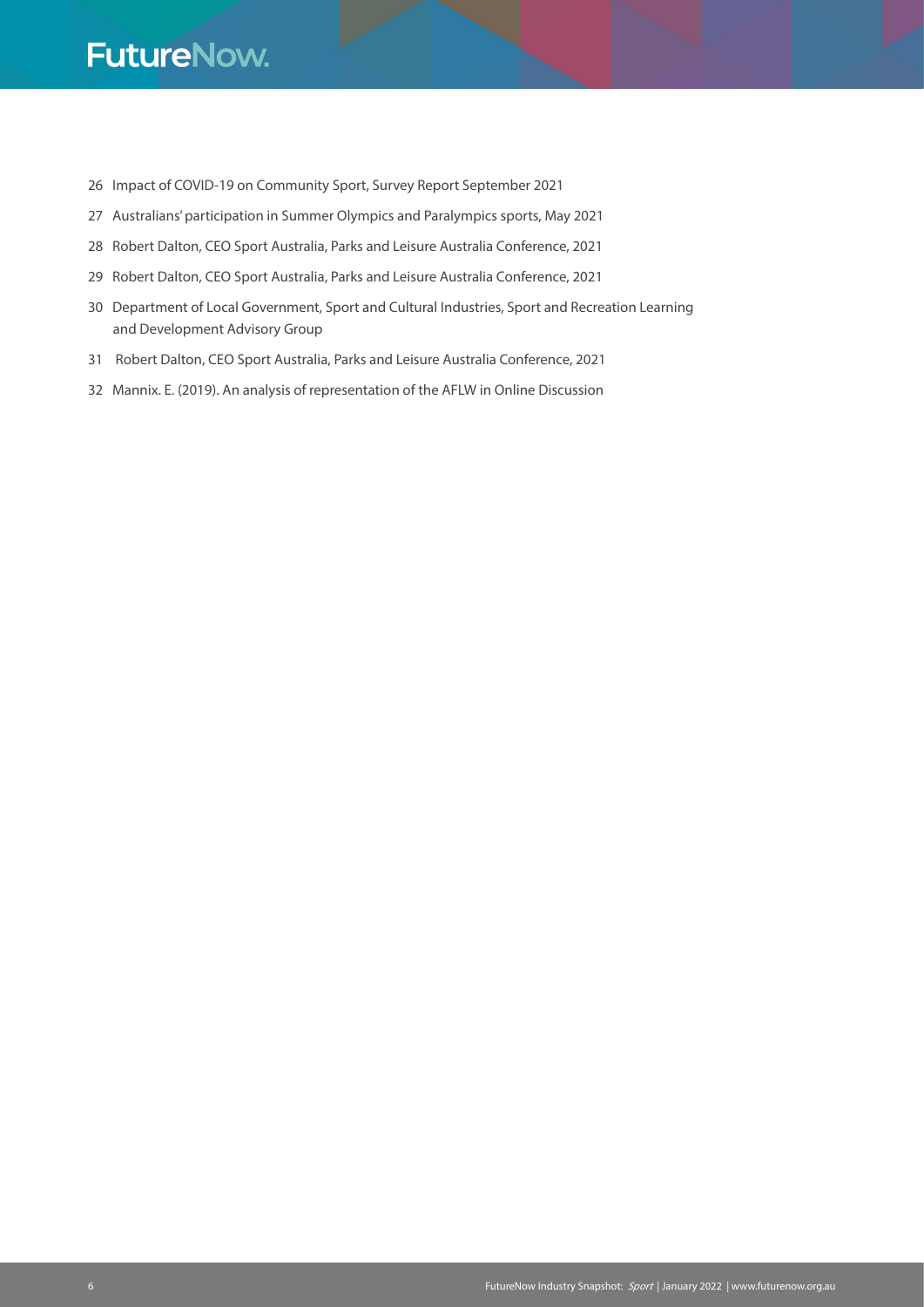26 Impact of COVID-19 on Community Sport, Survey Report September 2021

27 Australians' participation in Summer Olympics and Paralympics sports, May 2021

28 Robert Dalton, CEO Sport Australia, Parks and Leisure Australia Conference, 2021

29 Robert Dalton, CEO Sport Australia, Parks and Leisure Australia Conference, 2021

30 Department of Local Government, Sport and Cultural Industries, Sport and Recreation Learning and Development Advisory Group

31 Robert Dalton, CEO Sport Australia, Parks and Leisure Australia Conference, 2021

32 Mannix. E. (2019). An analysis of representation of the AFLW in Online Discussion